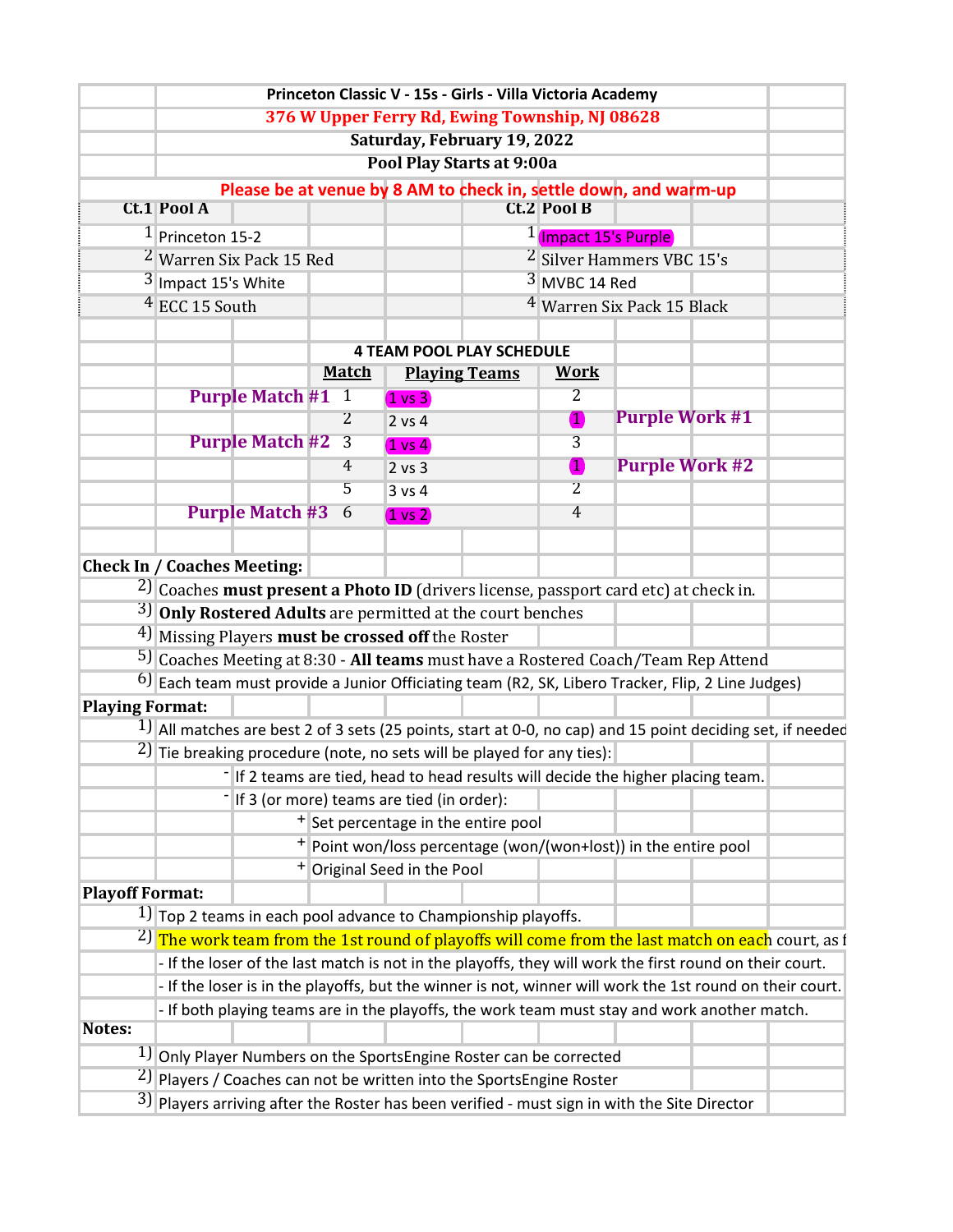# Princeton Classic V - 15s - Girls - Villa Victoria Academy

**376 W Upper Ferry Rd, Ewing Township, NJ 08628**

**Saturday, February 19, 2022**

**Pool Play Starts at 9:00a**

**Please be at venue by 8 AM to check in, settle down, and warm-up**

| Ct.1 | Pool A | Ct.2 | Pool B |
|---|---|---|---|
| 1 | Princeton 15-2 | 1 | Impact 15's Purple |
| 2 | Warren Six Pack 15 Red | 2 | Silver Hammers VBC 15's |
| 3 | Impact 15's White | 3 | MVBC 14 Red |
| 4 | ECC 15 South | 4 | Warren Six Pack 15 Black |

## 4 TEAM POOL PLAY SCHEDULE

| | Match | Playing Teams | Work | |
|---|---|---|---|---|
| Purple Match #1 | 1 | 1 vs 3 | 2 | |
| | 2 | 2 vs 4 | 1 | Purple Work #1 |
| Purple Match #2 | 3 | 1 vs 4 | 3 | |
| | 4 | 2 vs 3 | 1 | Purple Work #2 |
| | 5 | 3 vs 4 | 2 | |
| Purple Match #3 | 6 | 1 vs 2 | 4 | |

**Check In / Coaches Meeting:**

2) Coaches **must present a Photo ID** (drivers license, passport card etc) at check in.
3) **Only Rostered Adults** are permitted at the court benches
4) Missing Players **must be crossed off** the Roster
5) Coaches Meeting at 8:30 - **All teams** must have a Rostered Coach/Team Rep Attend
6) Each team must provide a Junior Officiating team (R2, SK, Libero Tracker, Flip, 2 Line Judges)

**Playing Format:**

1) All matches are best 2 of 3 sets (25 points, start at 0-0, no cap) and 15 point deciding set, if needed
2) Tie breaking procedure (note, no sets will be played for any ties):
   - If 2 teams are tied, head to head results will decide the higher placing team.
   - If 3 (or more) teams are tied (in order):
     + Set percentage in the entire pool
     + Point won/loss percentage (won/(won+lost)) in the entire pool
     + Original Seed in the Pool

**Playoff Format:**

1) Top 2 teams in each pool advance to Championship playoffs.
2) The work team from the 1st round of playoffs will come from the last match on each court, as f
   - If the loser of the last match is not in the playoffs, they will work the first round on their court.
   - If the loser is in the playoffs, but the winner is not, winner will work the 1st round on their court.
   - If both playing teams are in the playoffs, the work team must stay and work another match.

**Notes:**

1) Only Player Numbers on the SportsEngine Roster can be corrected
2) Players / Coaches can not be written into the SportsEngine Roster
3) Players arriving after the Roster has been verified - must sign in with the Site Director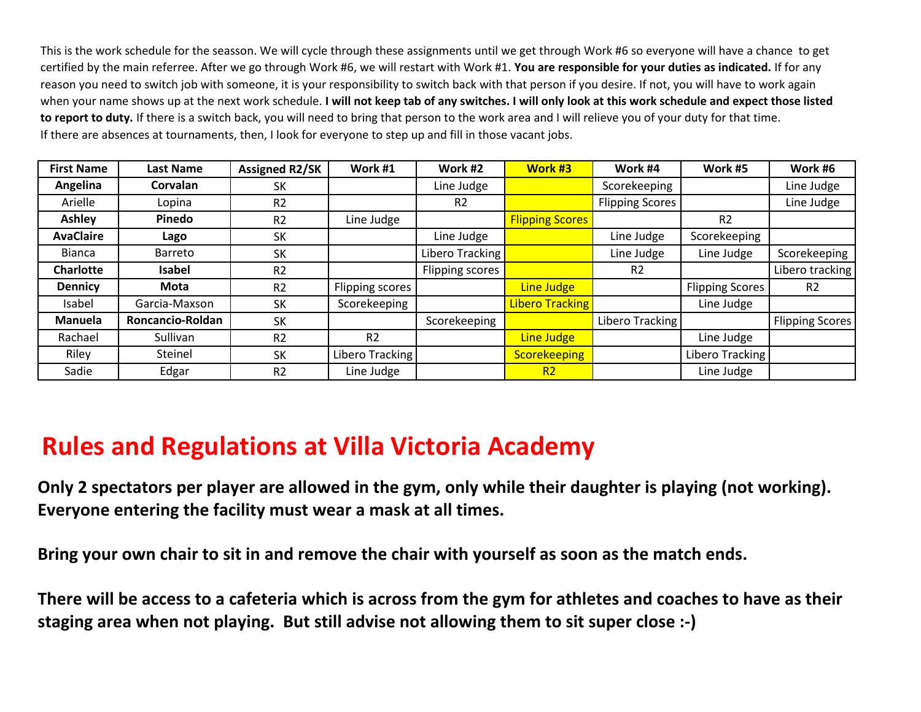This is the work schedule for the seasson. We will cycle through these assignments until we get through Work #6 so everyone will have a chance to get certified by the main referree. After we go through Work #6, we will restart with Work #1. **You are responsible for your duties as indicated.** If for any reason you need to switch job with someone, it is your responsibility to switch back with that person if you desire. If not, you will have to work again when your name shows up at the next work schedule. **I will not keep tab of any switches. I will only look at this work schedule and expect those listed to report to duty.** If there is a switch back, you will need to bring that person to the work area and I will relieve you of your duty for that time. If there are absences at tournaments, then, I look for everyone to step up and fill in those vacant jobs.

| First Name | Last Name | Assigned R2/SK | Work #1 | Work #2 | Work #3 | Work #4 | Work #5 | Work #6 |
|---|---|---|---|---|---|---|---|---|
| **Angelina** | **Corvalan** | SK | | Line Judge | | Scorekeeping | | Line Judge |
| Arielle | Lopina | R2 | | R2 | | Flipping Scores | | Line Judge |
| **Ashley** | **Pinedo** | R2 | Line Judge | | Flipping Scores | | R2 | |
| **AvaClaire** | **Lago** | SK | | Line Judge | | Line Judge | Scorekeeping | |
| Bianca | Barreto | SK | | Libero Tracking | | Line Judge | Line Judge | Scorekeeping |
| **Charlotte** | **Isabel** | R2 | | Flipping scores | | R2 | | Libero tracking |
| **Dennicy** | **Mota** | R2 | Flipping scores | | Line Judge | | Flipping Scores | R2 |
| Isabel | Garcia-Maxson | SK | Scorekeeping | | Libero Tracking | | Line Judge | |
| **Manuela** | **Roncancio-Roldan** | SK | | Scorekeeping | | Libero Tracking | | Flipping Scores |
| Rachael | Sullivan | R2 | R2 | | Line Judge | | Line Judge | |
| Riley | Steinel | SK | Libero Tracking | | Scorekeeping | | Libero Tracking | |
| Sadie | Edgar | R2 | Line Judge | | R2 | | Line Judge | |

# Rules and Regulations at Villa Victoria Academy

**Only 2 spectators per player are allowed in the gym, only while their daughter is playing (not working). Everyone entering the facility must wear a mask at all times.**

**Bring your own chair to sit in and remove the chair with yourself as soon as the match ends.**

**There will be access to a cafeteria which is across from the gym for athletes and coaches to have as their staging area when not playing. But still advise not allowing them to sit super close :-)**